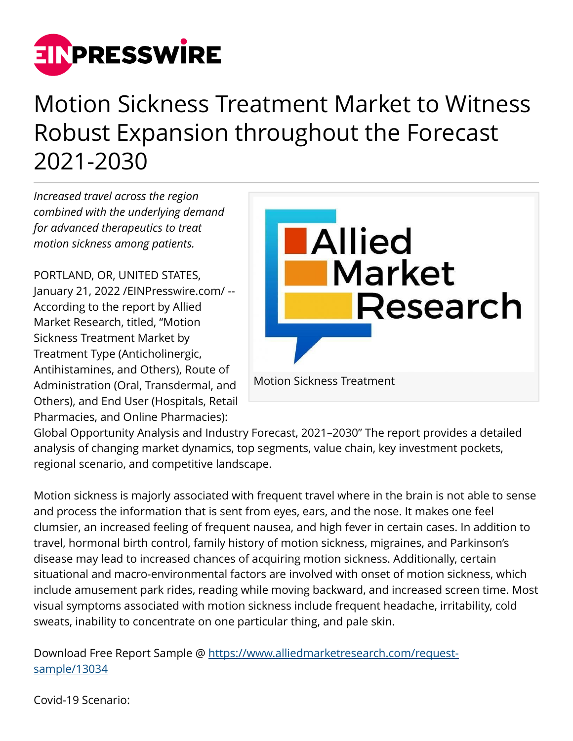# Motion Sickness Treatment Market to Witness Robust Expansion throughout the Forecast 2021-2030

*Increased travel across the region combined with the underlying demand for advanced therapeutics to treat motion sickness among patients.*

PORTLAND, OR, UNITED STATES, January 21, 2022 /EINPresswire.com/ -- According to the report by Allied Market Research, titled, "Motion Sickness Treatment Market by Treatment Type (Anticholinergic, Antihistamines, and Others), Route of Administration (Oral, Transdermal, and Others), and End User (Hospitals, Retail Pharmacies, and Online Pharmacies): Global Opportunity Analysis and Industry Forecast, 2021–2030" The report provides a detailed analysis of changing market dynamics, top segments, value chain, key investment pockets, regional scenario, and competitive landscape.

Motion Sickness Treatment

Motion sickness is majorly associated with frequent travel where in the brain is not able to sense and process the information that is sent from eyes, ears, and the nose. It makes one feel clumsier, an increased feeling of frequent nausea, and high fever in certain cases. In addition to travel, hormonal birth control, family history of motion sickness, migraines, and Parkinson's disease may lead to increased chances of acquiring motion sickness. Additionally, certain situational and macro-environmental factors are involved with onset of motion sickness, which include amusement park rides, reading while moving backward, and increased screen time. Most visual symptoms associated with motion sickness include frequent headache, irritability, cold sweats, inability to concentrate on one particular thing, and pale skin.

Download Free Report Sample @ https://www.alliedmarketresearch.com/request-sample/13034

Covid-19 Scenario: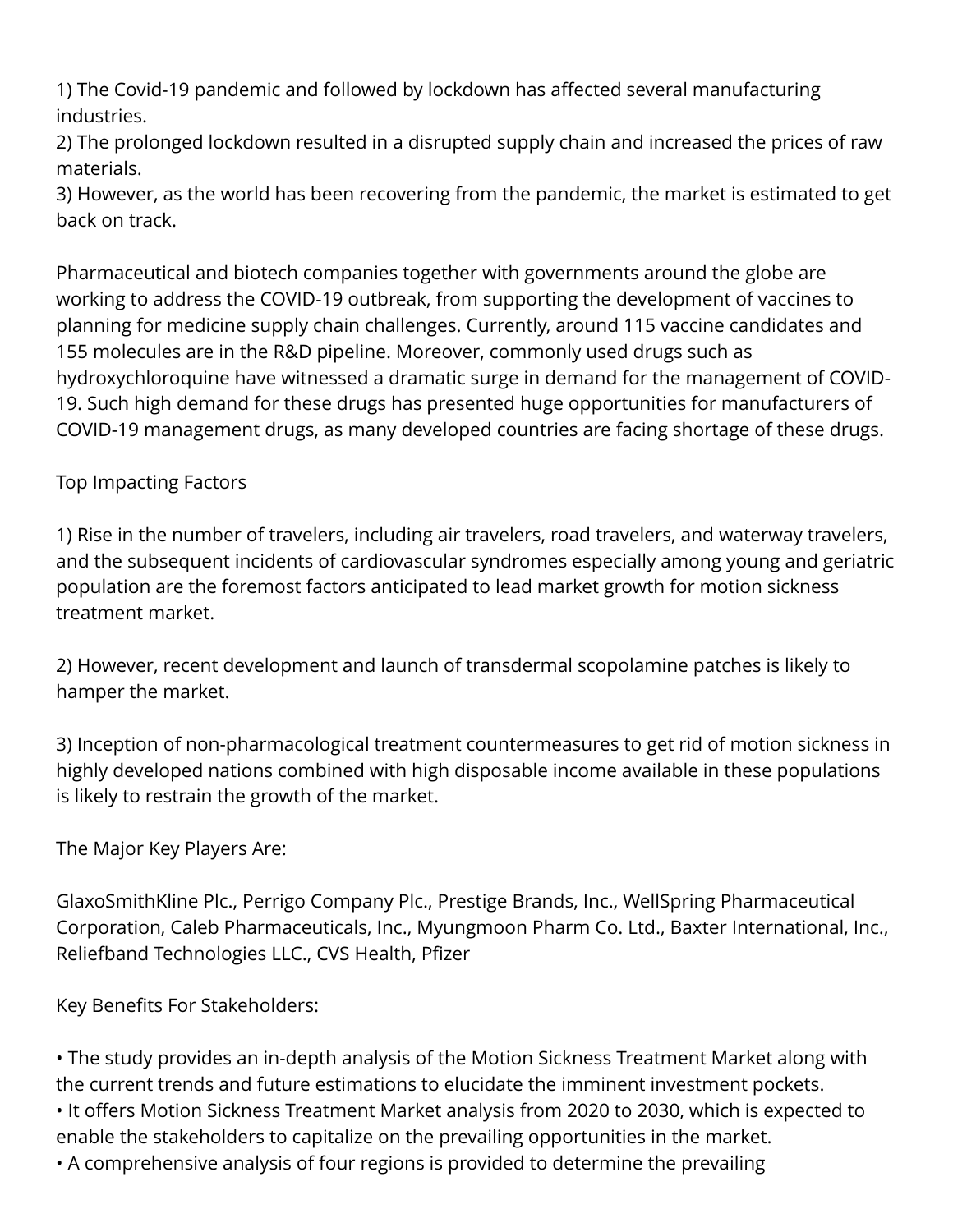1) The Covid-19 pandemic and followed by lockdown has affected several manufacturing industries.
2) The prolonged lockdown resulted in a disrupted supply chain and increased the prices of raw materials.
3) However, as the world has been recovering from the pandemic, the market is estimated to get back on track.

Pharmaceutical and biotech companies together with governments around the globe are working to address the COVID-19 outbreak, from supporting the development of vaccines to planning for medicine supply chain challenges. Currently, around 115 vaccine candidates and 155 molecules are in the R&D pipeline. Moreover, commonly used drugs such as hydroxychloroquine have witnessed a dramatic surge in demand for the management of COVID-19. Such high demand for these drugs has presented huge opportunities for manufacturers of COVID-19 management drugs, as many developed countries are facing shortage of these drugs.

Top Impacting Factors

1) Rise in the number of travelers, including air travelers, road travelers, and waterway travelers, and the subsequent incidents of cardiovascular syndromes especially among young and geriatric population are the foremost factors anticipated to lead market growth for motion sickness treatment market.

2) However, recent development and launch of transdermal scopolamine patches is likely to hamper the market.

3) Inception of non-pharmacological treatment countermeasures to get rid of motion sickness in highly developed nations combined with high disposable income available in these populations is likely to restrain the growth of the market.

The Major Key Players Are:

GlaxoSmithKline Plc., Perrigo Company Plc., Prestige Brands, Inc., WellSpring Pharmaceutical Corporation, Caleb Pharmaceuticals, Inc., Myungmoon Pharm Co. Ltd., Baxter International, Inc., Reliefband Technologies LLC., CVS Health, Pfizer

Key Benefits For Stakeholders:

• The study provides an in-depth analysis of the Motion Sickness Treatment Market along with the current trends and future estimations to elucidate the imminent investment pockets.
• It offers Motion Sickness Treatment Market analysis from 2020 to 2030, which is expected to enable the stakeholders to capitalize on the prevailing opportunities in the market.
• A comprehensive analysis of four regions is provided to determine the prevailing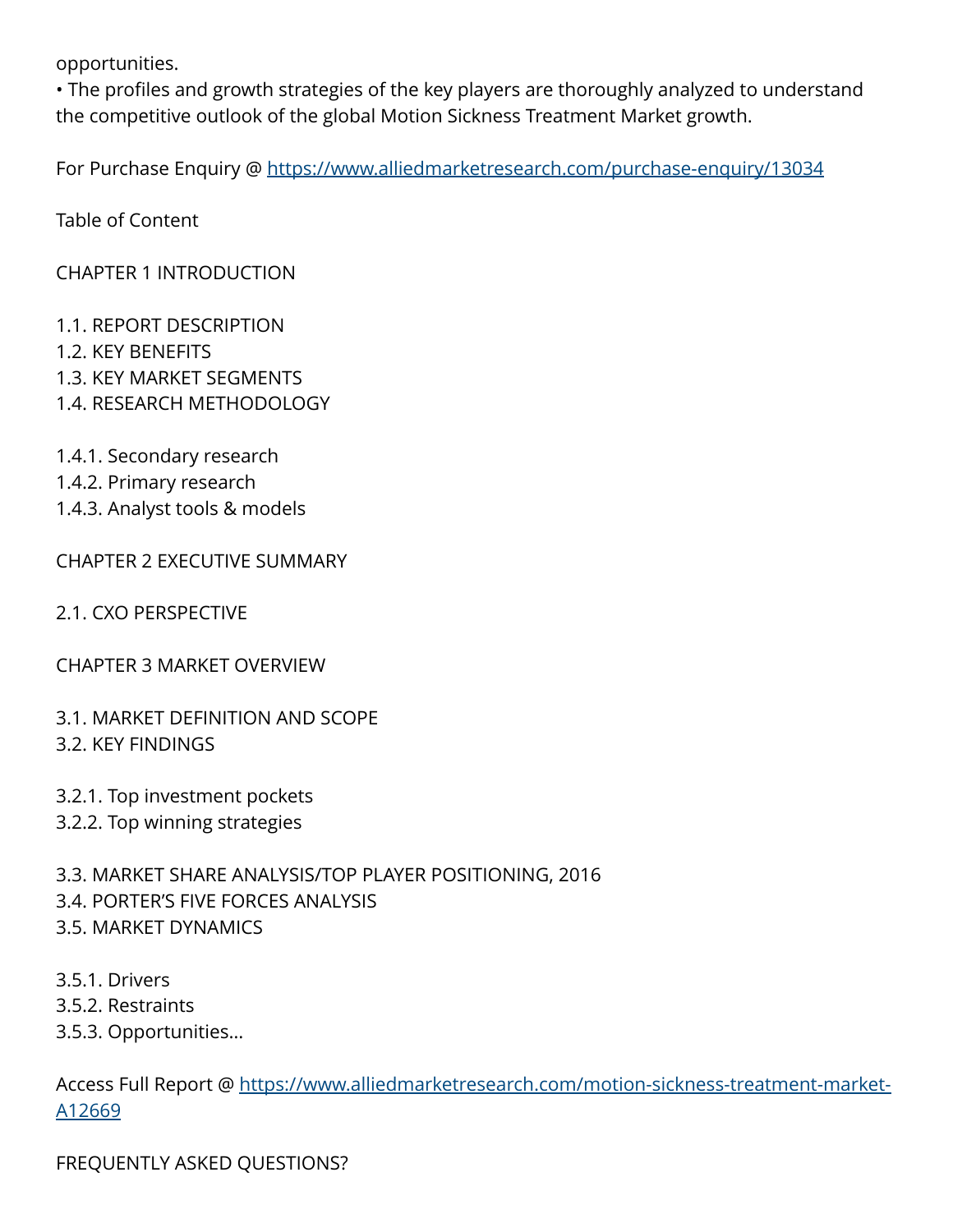opportunities.
• The profiles and growth strategies of the key players are thoroughly analyzed to understand the competitive outlook of the global Motion Sickness Treatment Market growth.

For Purchase Enquiry @ [https://www.alliedmarketresearch.com/purchase-enquiry/13034](https://www.alliedmarketresearch.com/purchase-enquiry/13034)

Table of Content

CHAPTER 1 INTRODUCTION

1.1. REPORT DESCRIPTION
1.2. KEY BENEFITS
1.3. KEY MARKET SEGMENTS
1.4. RESEARCH METHODOLOGY

1.4.1. Secondary research
1.4.2. Primary research
1.4.3. Analyst tools & models

CHAPTER 2 EXECUTIVE SUMMARY

2.1. CXO PERSPECTIVE

CHAPTER 3 MARKET OVERVIEW

3.1. MARKET DEFINITION AND SCOPE
3.2. KEY FINDINGS

3.2.1. Top investment pockets
3.2.2. Top winning strategies

3.3. MARKET SHARE ANALYSIS/TOP PLAYER POSITIONING, 2016
3.4. PORTER'S FIVE FORCES ANALYSIS
3.5. MARKET DYNAMICS

3.5.1. Drivers
3.5.2. Restraints
3.5.3. Opportunities...

Access Full Report @ [https://www.alliedmarketresearch.com/motion-sickness-treatment-market-A12669](https://www.alliedmarketresearch.com/motion-sickness-treatment-market-A12669)

FREQUENTLY ASKED QUESTIONS?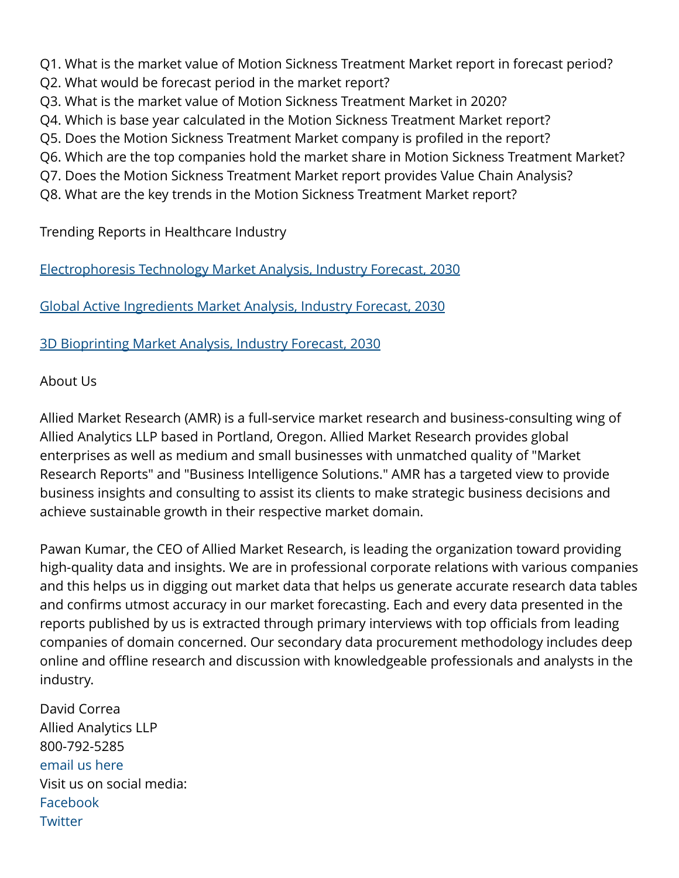Q1. What is the market value of Motion Sickness Treatment Market report in forecast period?
Q2. What would be forecast period in the market report?
Q3. What is the market value of Motion Sickness Treatment Market in 2020?
Q4. Which is base year calculated in the Motion Sickness Treatment Market report?
Q5. Does the Motion Sickness Treatment Market company is profiled in the report?
Q6. Which are the top companies hold the market share in Motion Sickness Treatment Market?
Q7. Does the Motion Sickness Treatment Market report provides Value Chain Analysis?
Q8. What are the key trends in the Motion Sickness Treatment Market report?

Trending Reports in Healthcare Industry

[Electrophoresis Technology Market Analysis, Industry Forecast, 2030]

[Global Active Ingredients Market Analysis, Industry Forecast, 2030]

[3D Bioprinting Market Analysis, Industry Forecast, 2030]

About Us

Allied Market Research (AMR) is a full-service market research and business-consulting wing of Allied Analytics LLP based in Portland, Oregon. Allied Market Research provides global enterprises as well as medium and small businesses with unmatched quality of "Market Research Reports" and "Business Intelligence Solutions." AMR has a targeted view to provide business insights and consulting to assist its clients to make strategic business decisions and achieve sustainable growth in their respective market domain.

Pawan Kumar, the CEO of Allied Market Research, is leading the organization toward providing high-quality data and insights. We are in professional corporate relations with various companies and this helps us in digging out market data that helps us generate accurate research data tables and confirms utmost accuracy in our market forecasting. Each and every data presented in the reports published by us is extracted through primary interviews with top officials from leading companies of domain concerned. Our secondary data procurement methodology includes deep online and offline research and discussion with knowledgeable professionals and analysts in the industry.

David Correa
Allied Analytics LLP
800-792-5285
email us here
Visit us on social media:
Facebook
Twitter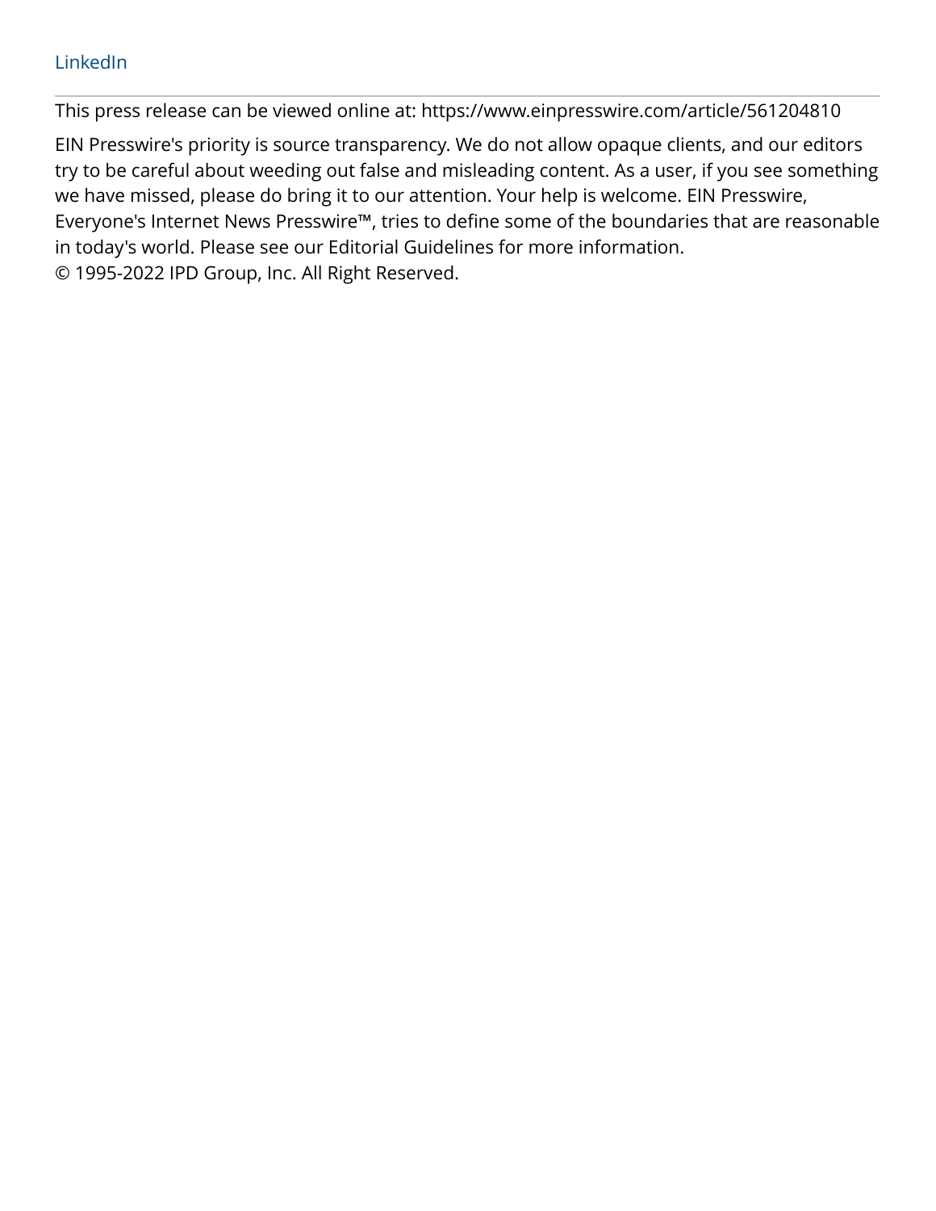LinkedIn

---

This press release can be viewed online at: https://www.einpresswire.com/article/561204810

EIN Presswire's priority is source transparency. We do not allow opaque clients, and our editors try to be careful about weeding out false and misleading content. As a user, if you see something we have missed, please do bring it to our attention. Your help is welcome. EIN Presswire, Everyone's Internet News Presswire™, tries to define some of the boundaries that are reasonable in today's world. Please see our Editorial Guidelines for more information.
© 1995-2022 IPD Group, Inc. All Right Reserved.